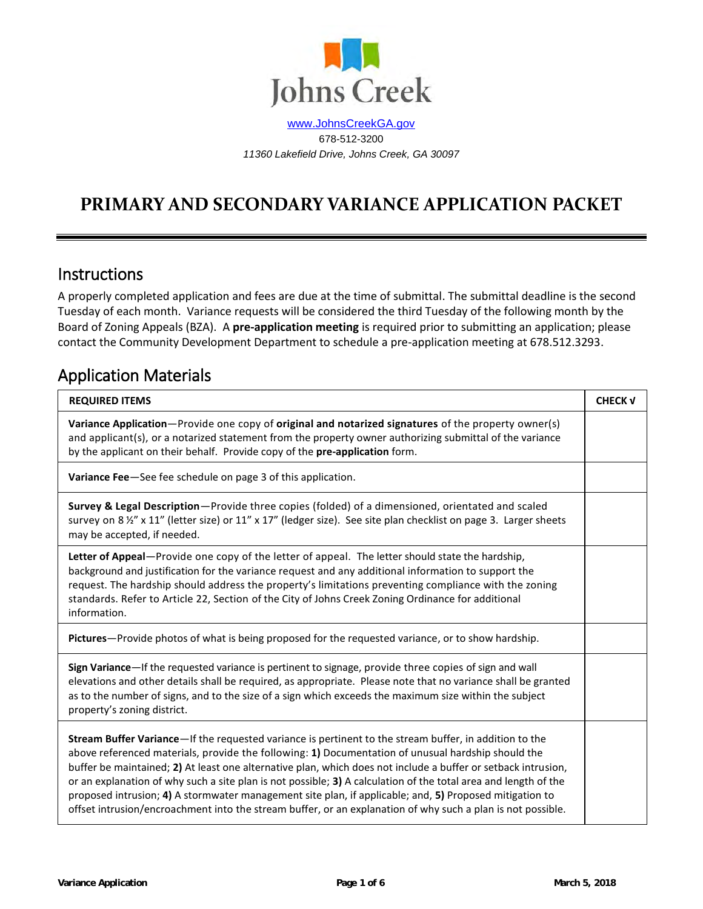Johns Creek

www.JohnsCreekGA.gov

678-512-3200

*11360 Lakefield Drive, Johns Creek, GA 30097*

# PRIMARY AND SECONDARY VARIANCE APPLICATION PACKET

## Instructions

A properly completed application and fees are due at the time of submittal. The submittal deadline is the second Tuesday of each month. Variance requests will be considered the third Tuesday of the following month by the Board of Zoning Appeals (BZA). A **pre-application meeting** is required prior to submitting an application; please contact the Community Development Department to schedule a pre-application meeting at 678.512.3293.

## Application Materials

| REQUIRED ITEMS | CHECK √ |
|---|---|
| **Variance Application**—Provide one copy of **original and notarized signatures** of the property owner(s) and applicant(s), or a notarized statement from the property owner authorizing submittal of the variance by the applicant on their behalf. Provide copy of the **pre-application** form. | |
| **Variance Fee**—See fee schedule on page 3 of this application. | |
| **Survey & Legal Description**—Provide three copies (folded) of a dimensioned, orientated and scaled survey on 8 ½" x 11" (letter size) or 11" x 17" (ledger size). See site plan checklist on page 3. Larger sheets may be accepted, if needed. | |
| **Letter of Appeal**—Provide one copy of the letter of appeal. The letter should state the hardship, background and justification for the variance request and any additional information to support the request. The hardship should address the property's limitations preventing compliance with the zoning standards. Refer to Article 22, Section of the City of Johns Creek Zoning Ordinance for additional information. | |
| **Pictures**—Provide photos of what is being proposed for the requested variance, or to show hardship. | |
| **Sign Variance**—If the requested variance is pertinent to signage, provide three copies of sign and wall elevations and other details shall be required, as appropriate. Please note that no variance shall be granted as to the number of signs, and to the size of a sign which exceeds the maximum size within the subject property's zoning district. | |
| **Stream Buffer Variance**—If the requested variance is pertinent to the stream buffer, in addition to the above referenced materials, provide the following: **1)** Documentation of unusual hardship should the buffer be maintained; **2)** At least one alternative plan, which does not include a buffer or setback intrusion, or an explanation of why such a site plan is not possible; **3)** A calculation of the total area and length of the proposed intrusion; **4)** A stormwater management site plan, if applicable; and, **5)** Proposed mitigation to offset intrusion/encroachment into the stream buffer, or an explanation of why such a plan is not possible. | |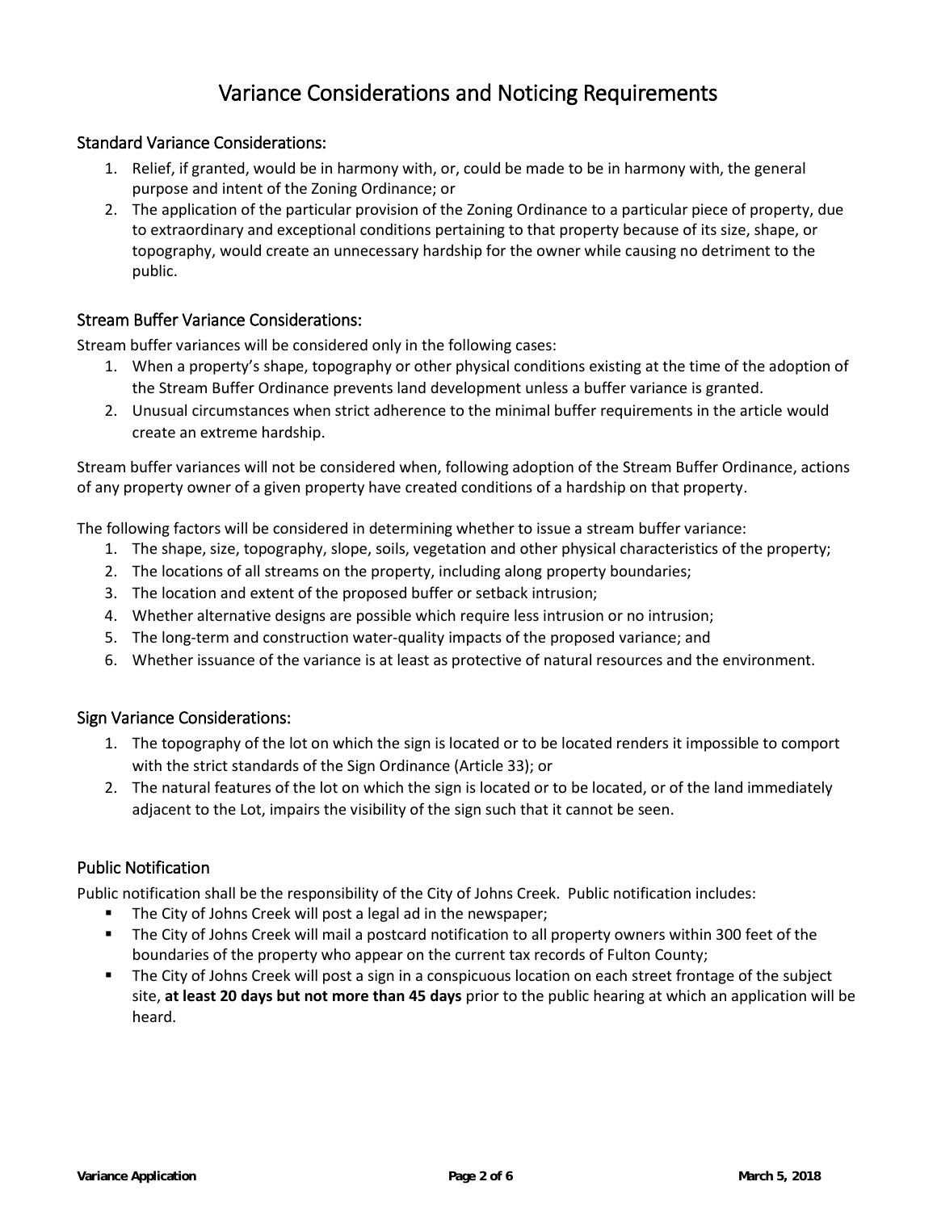# Variance Considerations and Noticing Requirements

## Standard Variance Considerations:

1. Relief, if granted, would be in harmony with, or, could be made to be in harmony with, the general purpose and intent of the Zoning Ordinance; or
2. The application of the particular provision of the Zoning Ordinance to a particular piece of property, due to extraordinary and exceptional conditions pertaining to that property because of its size, shape, or topography, would create an unnecessary hardship for the owner while causing no detriment to the public.

## Stream Buffer Variance Considerations:

Stream buffer variances will be considered only in the following cases:

1. When a property's shape, topography or other physical conditions existing at the time of the adoption of the Stream Buffer Ordinance prevents land development unless a buffer variance is granted.
2. Unusual circumstances when strict adherence to the minimal buffer requirements in the article would create an extreme hardship.

Stream buffer variances will not be considered when, following adoption of the Stream Buffer Ordinance, actions of any property owner of a given property have created conditions of a hardship on that property.

The following factors will be considered in determining whether to issue a stream buffer variance:

1. The shape, size, topography, slope, soils, vegetation and other physical characteristics of the property;
2. The locations of all streams on the property, including along property boundaries;
3. The location and extent of the proposed buffer or setback intrusion;
4. Whether alternative designs are possible which require less intrusion or no intrusion;
5. The long-term and construction water-quality impacts of the proposed variance; and
6. Whether issuance of the variance is at least as protective of natural resources and the environment.

## Sign Variance Considerations:

1. The topography of the lot on which the sign is located or to be located renders it impossible to comport with the strict standards of the Sign Ordinance (Article 33); or
2. The natural features of the lot on which the sign is located or to be located, or of the land immediately adjacent to the Lot, impairs the visibility of the sign such that it cannot be seen.

## Public Notification

Public notification shall be the responsibility of the City of Johns Creek. Public notification includes:

- The City of Johns Creek will post a legal ad in the newspaper;
- The City of Johns Creek will mail a postcard notification to all property owners within 300 feet of the boundaries of the property who appear on the current tax records of Fulton County;
- The City of Johns Creek will post a sign in a conspicuous location on each street frontage of the subject site, **at least 20 days but not more than 45 days** prior to the public hearing at which an application will be heard.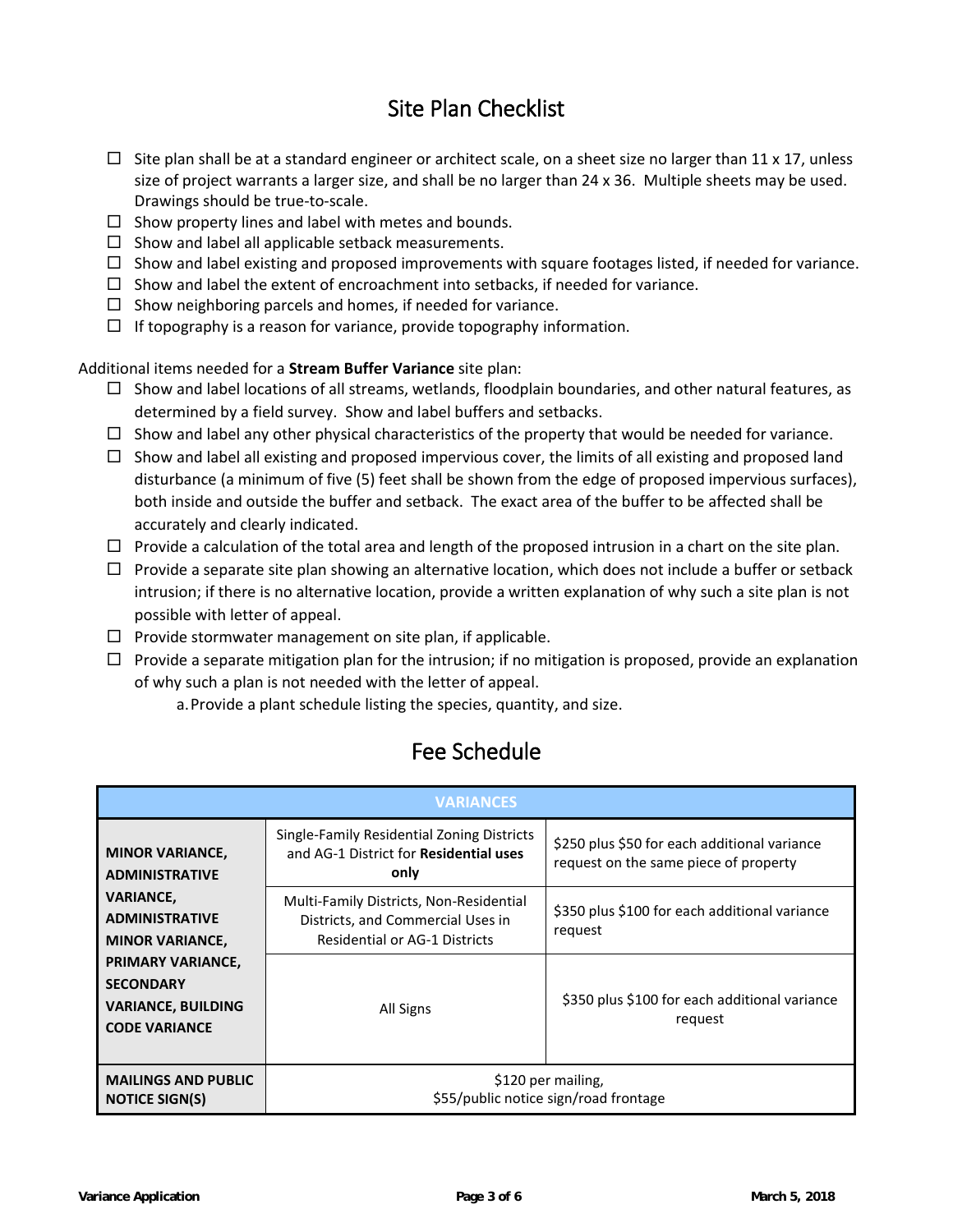## Site Plan Checklist

- ☐ Site plan shall be at a standard engineer or architect scale, on a sheet size no larger than 11 x 17, unless size of project warrants a larger size, and shall be no larger than 24 x 36. Multiple sheets may be used. Drawings should be true-to-scale.
- ☐ Show property lines and label with metes and bounds.
- ☐ Show and label all applicable setback measurements.
- ☐ Show and label existing and proposed improvements with square footages listed, if needed for variance.
- ☐ Show and label the extent of encroachment into setbacks, if needed for variance.
- ☐ Show neighboring parcels and homes, if needed for variance.
- ☐ If topography is a reason for variance, provide topography information.

Additional items needed for a **Stream Buffer Variance** site plan:

- ☐ Show and label locations of all streams, wetlands, floodplain boundaries, and other natural features, as determined by a field survey. Show and label buffers and setbacks.
- ☐ Show and label any other physical characteristics of the property that would be needed for variance.
- ☐ Show and label all existing and proposed impervious cover, the limits of all existing and proposed land disturbance (a minimum of five (5) feet shall be shown from the edge of proposed impervious surfaces), both inside and outside the buffer and setback. The exact area of the buffer to be affected shall be accurately and clearly indicated.
- ☐ Provide a calculation of the total area and length of the proposed intrusion in a chart on the site plan.
- ☐ Provide a separate site plan showing an alternative location, which does not include a buffer or setback intrusion; if there is no alternative location, provide a written explanation of why such a site plan is not possible with letter of appeal.
- ☐ Provide stormwater management on site plan, if applicable.
- ☐ Provide a separate mitigation plan for the intrusion; if no mitigation is proposed, provide an explanation of why such a plan is not needed with the letter of appeal.
    a. Provide a plant schedule listing the species, quantity, and size.

## Fee Schedule

| VARIANCES | | |
|---|---|---|
| **MINOR VARIANCE, ADMINISTRATIVE VARIANCE, ADMINISTRATIVE MINOR VARIANCE, PRIMARY VARIANCE, SECONDARY VARIANCE, BUILDING CODE VARIANCE** | Single-Family Residential Zoning Districts and AG-1 District for **Residential uses only** | $250 plus $50 for each additional variance request on the same piece of property |
| | Multi-Family Districts, Non-Residential Districts, and Commercial Uses in Residential or AG-1 Districts | $350 plus $100 for each additional variance request |
| | All Signs | $350 plus $100 for each additional variance request |
| **MAILINGS AND PUBLIC NOTICE SIGN(S)** | $120 per mailing, $55/public notice sign/road frontage | |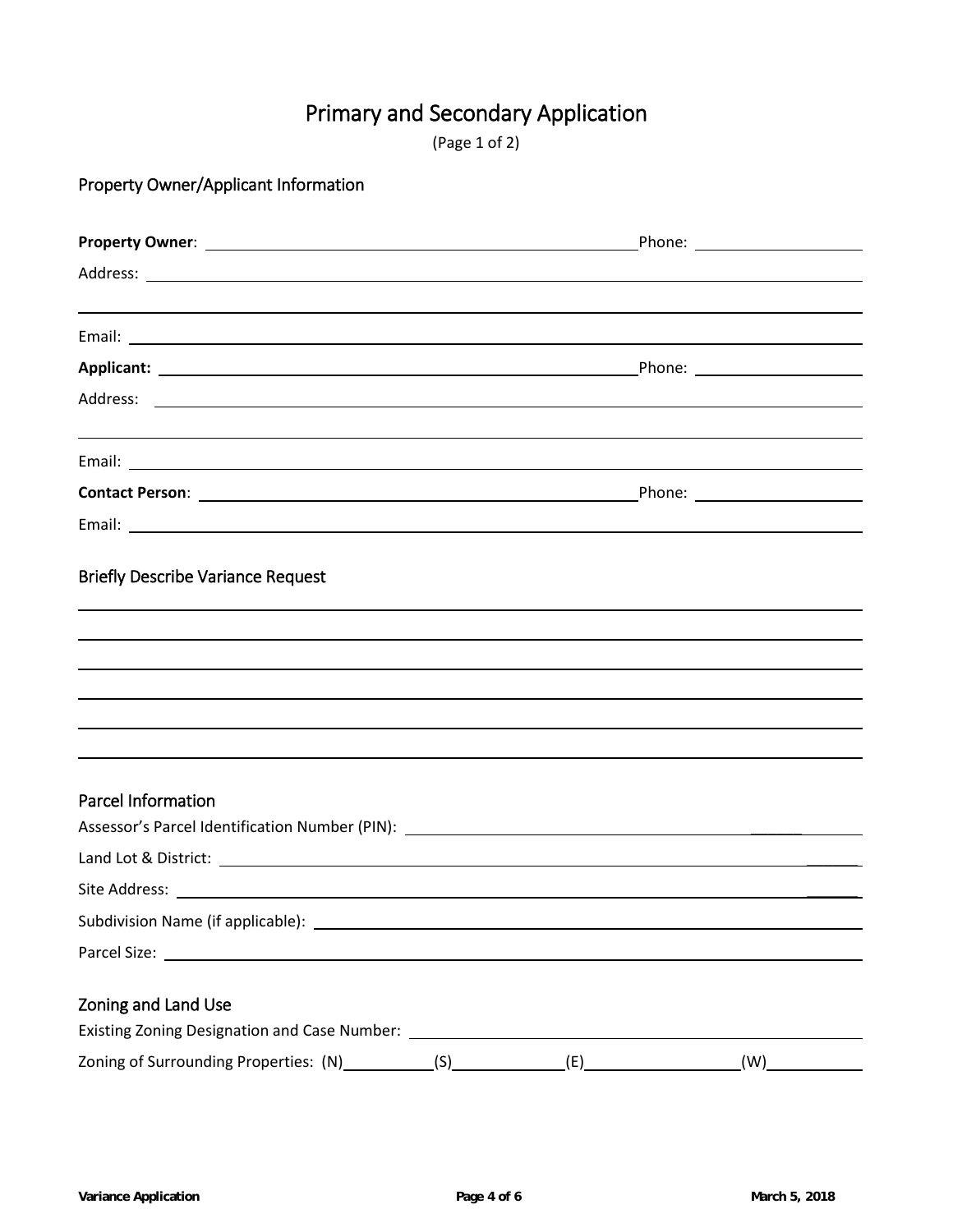# Primary and Secondary Application

(Page 1 of 2)

## Property Owner/Applicant Information

**Property Owner**: ______________________________ Phone: ____________

Address: ______________________________________________

______________________________________________

Email: ______________________________________________

**Applicant:** ______________________________ Phone: ____________

Address: ______________________________________________

______________________________________________

Email: ______________________________________________

**Contact Person**: ______________________________ Phone: ____________

Email: ______________________________________________

## Briefly Describe Variance Request

______________________________________________

______________________________________________

______________________________________________

______________________________________________

______________________________________________

______________________________________________

## Parcel Information

Assessor's Parcel Identification Number (PIN): ______________________________

Land Lot & District: ______________________________

Site Address: ______________________________

Subdivision Name (if applicable): ______________________________

Parcel Size: ______________________________

## Zoning and Land Use

Existing Zoning Designation and Case Number: ______________________________

Zoning of Surrounding Properties: (N)__________ (S)__________ (E)__________ (W)__________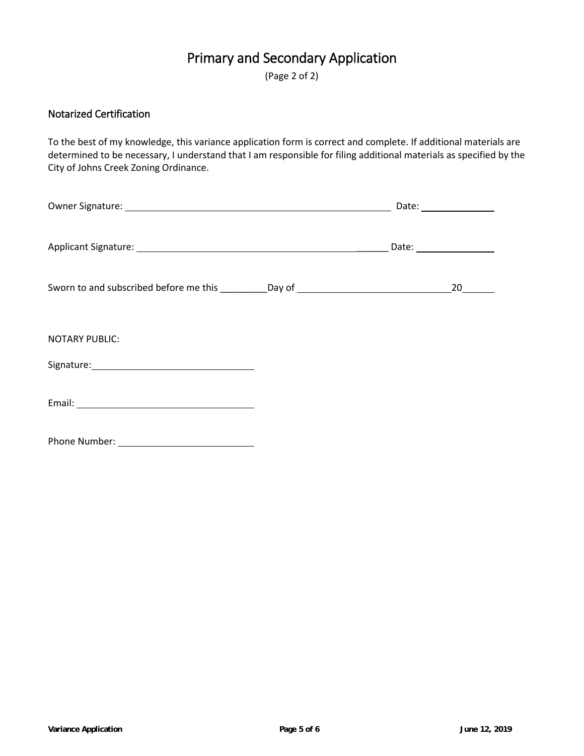# Primary and Secondary Application

(Page 2 of 2)

## Notarized Certification

To the best of my knowledge, this variance application form is correct and complete. If additional materials are determined to be necessary, I understand that I am responsible for filing additional materials as specified by the City of Johns Creek Zoning Ordinance.

Owner Signature: ______________________________________________ Date: ______________

Applicant Signature: ____________________________________________ Date: ______________

Sworn to and subscribed before me this _________Day of ____________________________20______

NOTARY PUBLIC:

Signature: ______________________________

Email: ______________________________

Phone Number: ______________________________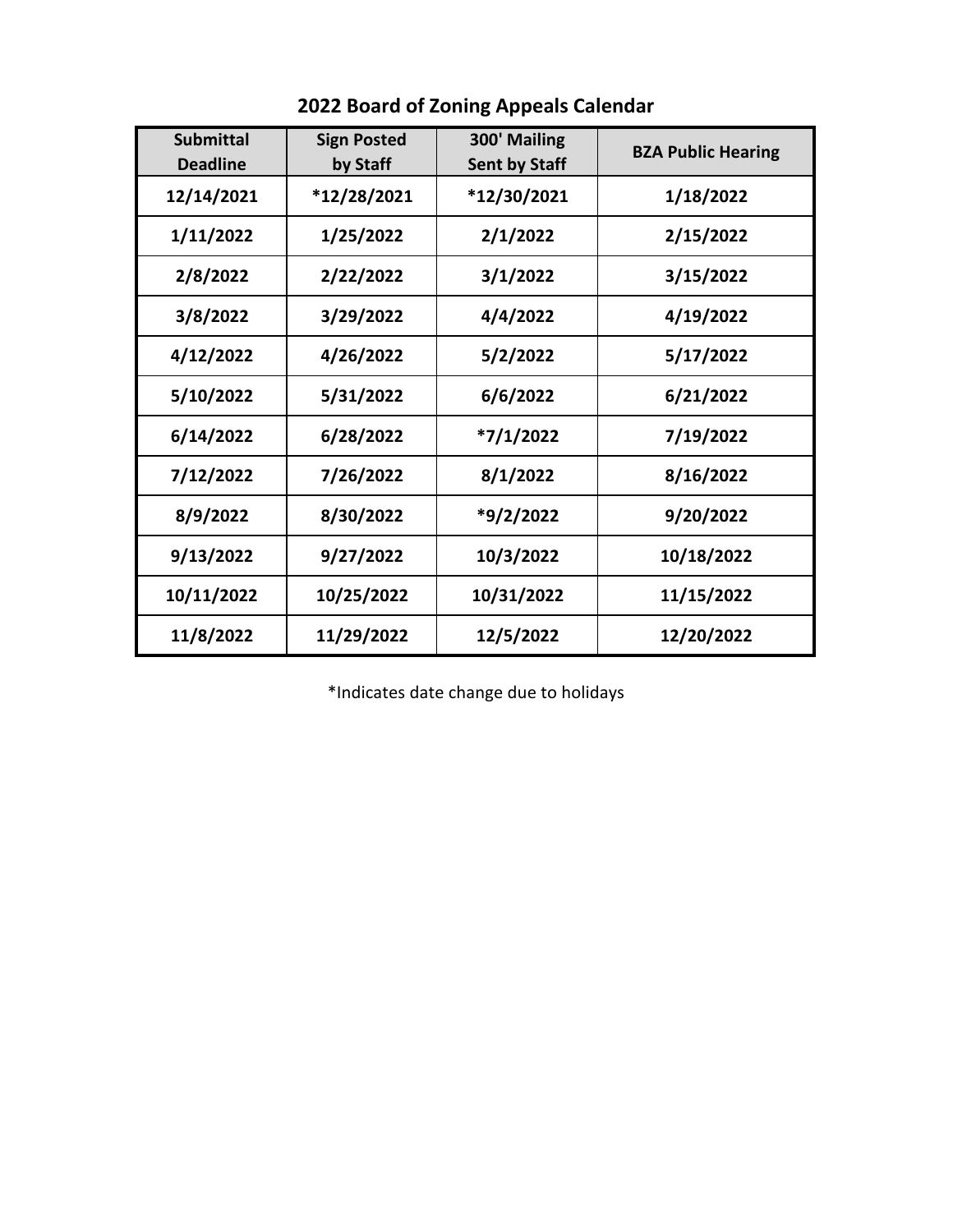# 2022 Board of Zoning Appeals Calendar

| Submittal Deadline | Sign Posted by Staff | 300' Mailing Sent by Staff | BZA Public Hearing |
|---|---|---|---|
| 12/14/2021 | *12/28/2021 | *12/30/2021 | 1/18/2022 |
| 1/11/2022 | 1/25/2022 | 2/1/2022 | 2/15/2022 |
| 2/8/2022 | 2/22/2022 | 3/1/2022 | 3/15/2022 |
| 3/8/2022 | 3/29/2022 | 4/4/2022 | 4/19/2022 |
| 4/12/2022 | 4/26/2022 | 5/2/2022 | 5/17/2022 |
| 5/10/2022 | 5/31/2022 | 6/6/2022 | 6/21/2022 |
| 6/14/2022 | 6/28/2022 | *7/1/2022 | 7/19/2022 |
| 7/12/2022 | 7/26/2022 | 8/1/2022 | 8/16/2022 |
| 8/9/2022 | 8/30/2022 | *9/2/2022 | 9/20/2022 |
| 9/13/2022 | 9/27/2022 | 10/3/2022 | 10/18/2022 |
| 10/11/2022 | 10/25/2022 | 10/31/2022 | 11/15/2022 |
| 11/8/2022 | 11/29/2022 | 12/5/2022 | 12/20/2022 |

*Indicates date change due to holidays